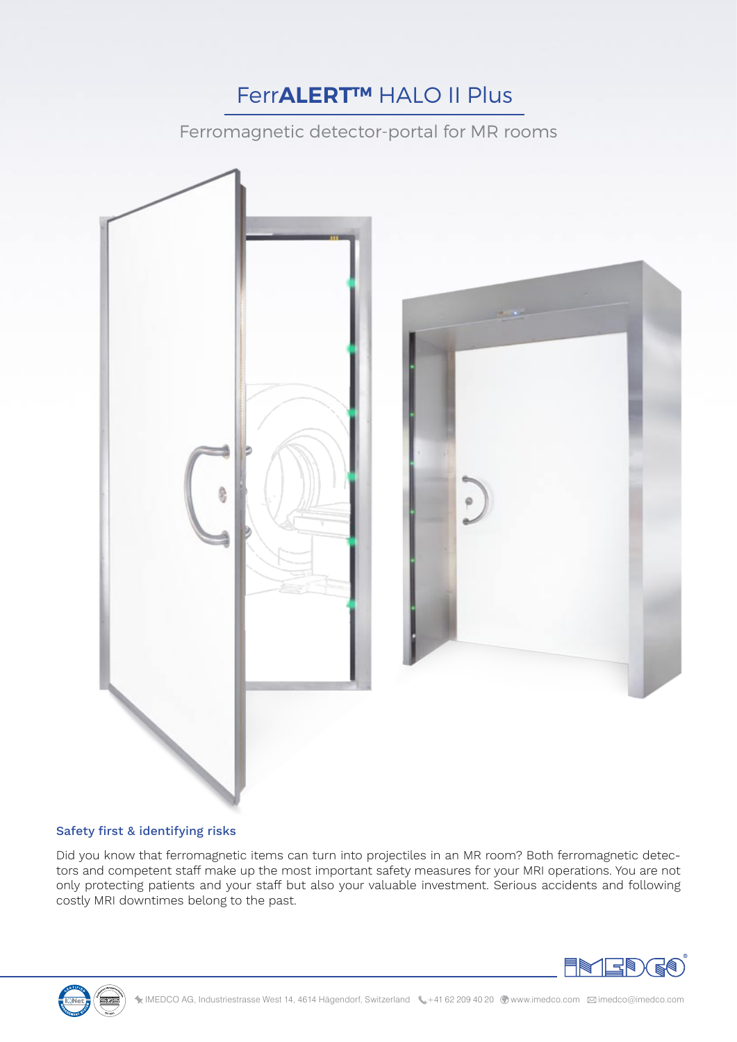# FerrALERT™ HALO II Plus

Ferromagnetic detector-portal for MR rooms

## Safety first & identifying risks

Did you know that ferromagnetic items can turn into projectiles in an MR room? Both ferromagnetic detectors and competent staff make up the most important safety measures for your MRI operations. You are not only protecting patients and your staff but also your valuable investment. Serious accidents and following costly MRI downtimes belong to the past.

IMEDCO AG, Industriestrasse West 14, 4614 Hägendorf, Switzerland +41 62 209 40 20 www.imedco.com imedco@imedco.com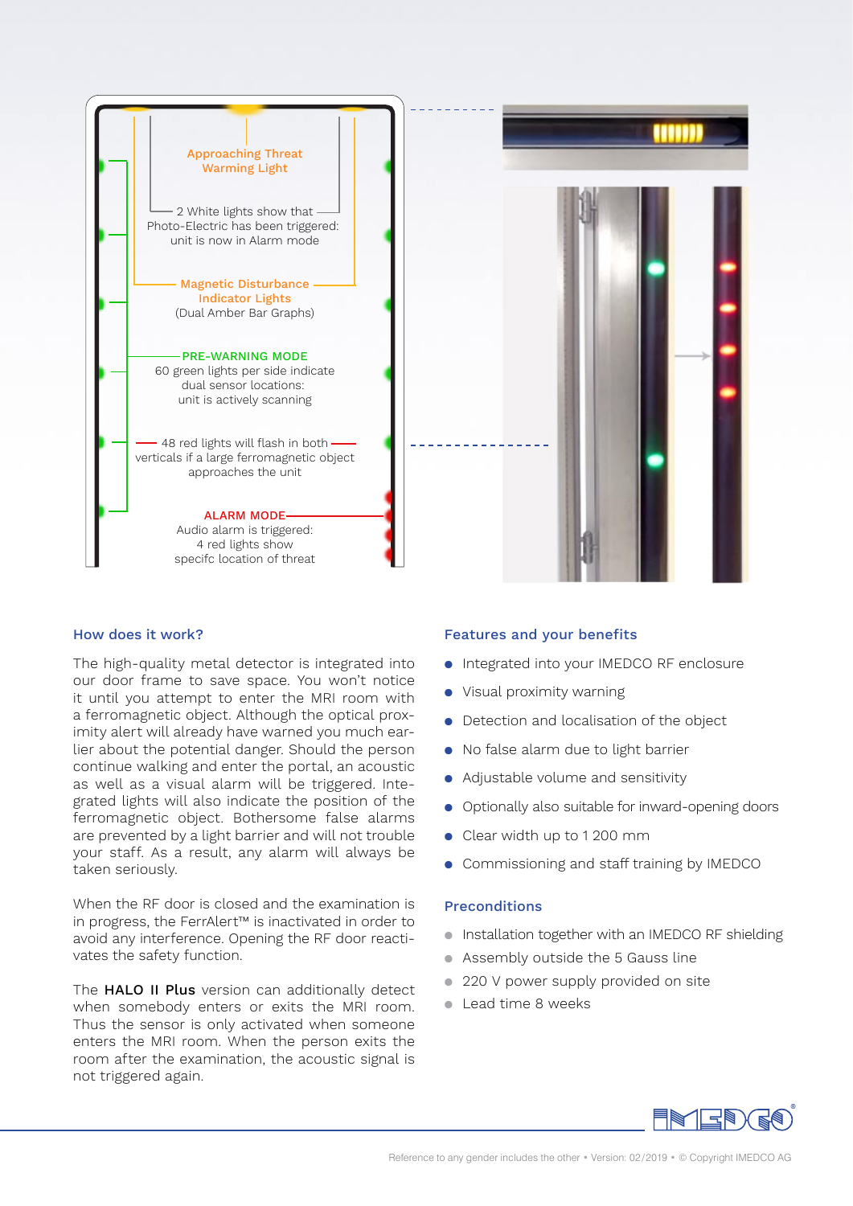Approaching Threat
Warming Light

2 White lights show that
Photo-Electric has been triggered:
unit is now in Alarm mode

Magnetic Disturbance
Indicator Lights
(Dual Amber Bar Graphs)

PRE-WARNING MODE
60 green lights per side indicate
dual sensor locations:
unit is actively scanning

48 red lights will flash in both
verticals if a large ferromagnetic object
approaches the unit

ALARM MODE
Audio alarm is triggered:
4 red lights show
specifc location of threat

## How does it work?

The high-quality metal detector is integrated into our door frame to save space. You won't notice it until you attempt to enter the MRI room with a ferromagnetic object. Although the optical proximity alert will already have warned you much earlier about the potential danger. Should the person continue walking and enter the portal, an acoustic as well as a visual alarm will be triggered. Integrated lights will also indicate the position of the ferromagnetic object. Bothersome false alarms are prevented by a light barrier and will not trouble your staff. As a result, any alarm will always be taken seriously.

When the RF door is closed and the examination is in progress, the FerrAlert™ is inactivated in order to avoid any interference. Opening the RF door reactivates the safety function.

The **HALO II Plus** version can additionally detect when somebody enters or exits the MRI room. Thus the sensor is only activated when someone enters the MRI room. When the person exits the room after the examination, the acoustic signal is not triggered again.

## Features and your benefits

- Integrated into your IMEDCO RF enclosure
- Visual proximity warning
- Detection and localisation of the object
- No false alarm due to light barrier
- Adjustable volume and sensitivity
- Optionally also suitable for inward-opening doors
- Clear width up to 1 200 mm
- Commissioning and staff training by IMEDCO

## Preconditions

- Installation together with an IMEDCO RF shielding
- Assembly outside the 5 Gauss line
- 220 V power supply provided on site
- Lead time 8 weeks

Reference to any gender includes the other • Version: 02/2019 • © Copyright IMEDCO AG